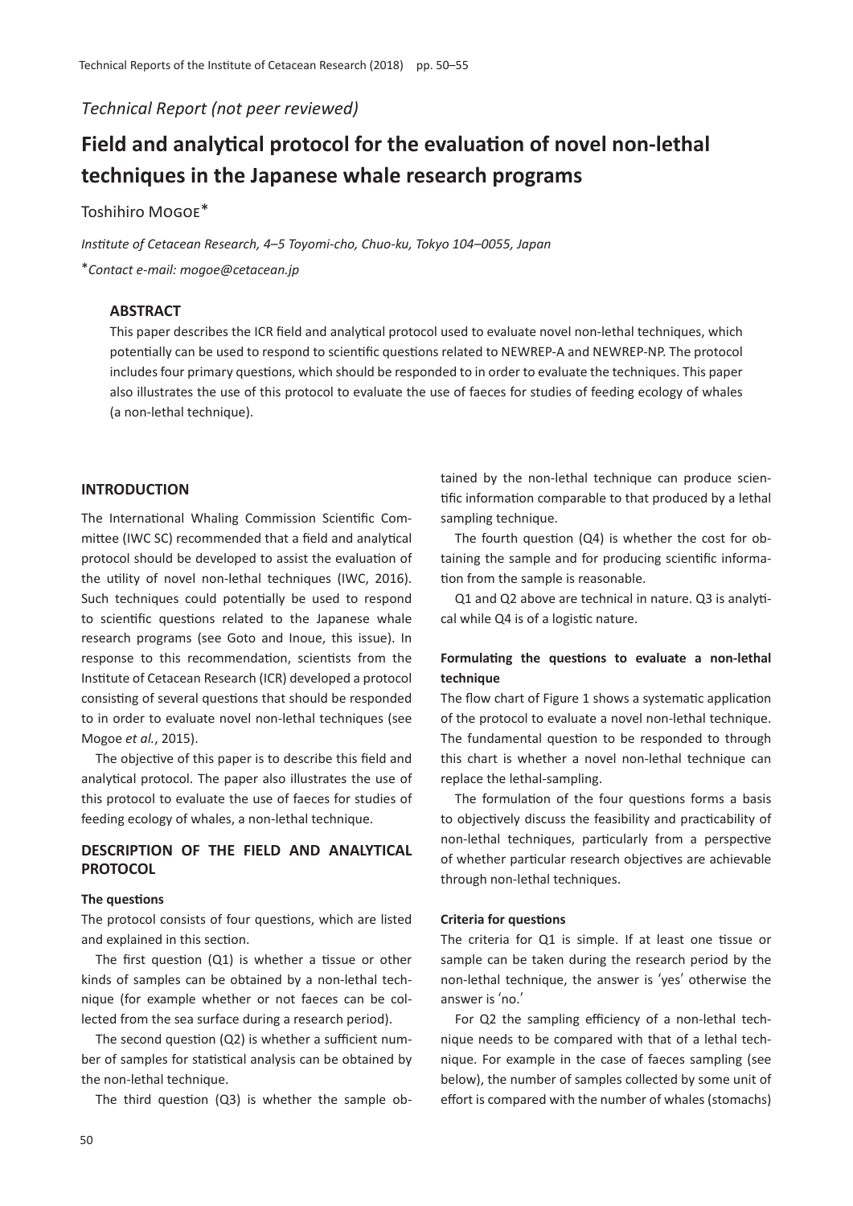*Technical Report (not peer reviewed)*

# Field and analytical protocol for the evaluation of novel non-lethal techniques in the Japanese whale research programs

Toshihiro MOGOE*

*Institute of Cetacean Research, 4–5 Toyomi-cho, Chuo-ku, Tokyo 104–0055, Japan*

**Contact e-mail: mogoe@cetacean.jp*

### ABSTRACT

This paper describes the ICR field and analytical protocol used to evaluate novel non-lethal techniques, which potentially can be used to respond to scientific questions related to NEWREP-A and NEWREP-NP. The protocol includes four primary questions, which should be responded to in order to evaluate the techniques. This paper also illustrates the use of this protocol to evaluate the use of faeces for studies of feeding ecology of whales (a non-lethal technique).

## INTRODUCTION

The International Whaling Commission Scientific Committee (IWC SC) recommended that a field and analytical protocol should be developed to assist the evaluation of the utility of novel non-lethal techniques (IWC, 2016). Such techniques could potentially be used to respond to scientific questions related to the Japanese whale research programs (see Goto and Inoue, this issue). In response to this recommendation, scientists from the Institute of Cetacean Research (ICR) developed a protocol consisting of several questions that should be responded to in order to evaluate novel non-lethal techniques (see Mogoe *et al.*, 2015).

The objective of this paper is to describe this field and analytical protocol. The paper also illustrates the use of this protocol to evaluate the use of faeces for studies of feeding ecology of whales, a non-lethal technique.

## DESCRIPTION OF THE FIELD AND ANALYTICAL PROTOCOL

### The questions

The protocol consists of four questions, which are listed and explained in this section.

The first question (Q1) is whether a tissue or other kinds of samples can be obtained by a non-lethal technique (for example whether or not faeces can be collected from the sea surface during a research period).

The second question (Q2) is whether a sufficient number of samples for statistical analysis can be obtained by the non-lethal technique.

The third question (Q3) is whether the sample obtained by the non-lethal technique can produce scientific information comparable to that produced by a lethal sampling technique.

The fourth question (Q4) is whether the cost for obtaining the sample and for producing scientific information from the sample is reasonable.

Q1 and Q2 above are technical in nature. Q3 is analytical while Q4 is of a logistic nature.

### Formulating the questions to evaluate a non-lethal technique

The flow chart of Figure 1 shows a systematic application of the protocol to evaluate a novel non-lethal technique. The fundamental question to be responded to through this chart is whether a novel non-lethal technique can replace the lethal-sampling.

The formulation of the four questions forms a basis to objectively discuss the feasibility and practicability of non-lethal techniques, particularly from a perspective of whether particular research objectives are achievable through non-lethal techniques.

### Criteria for questions

The criteria for Q1 is simple. If at least one tissue or sample can be taken during the research period by the non-lethal technique, the answer is 'yes' otherwise the answer is 'no.'

For Q2 the sampling efficiency of a non-lethal technique needs to be compared with that of a lethal technique. For example in the case of faeces sampling (see below), the number of samples collected by some unit of effort is compared with the number of whales (stomachs)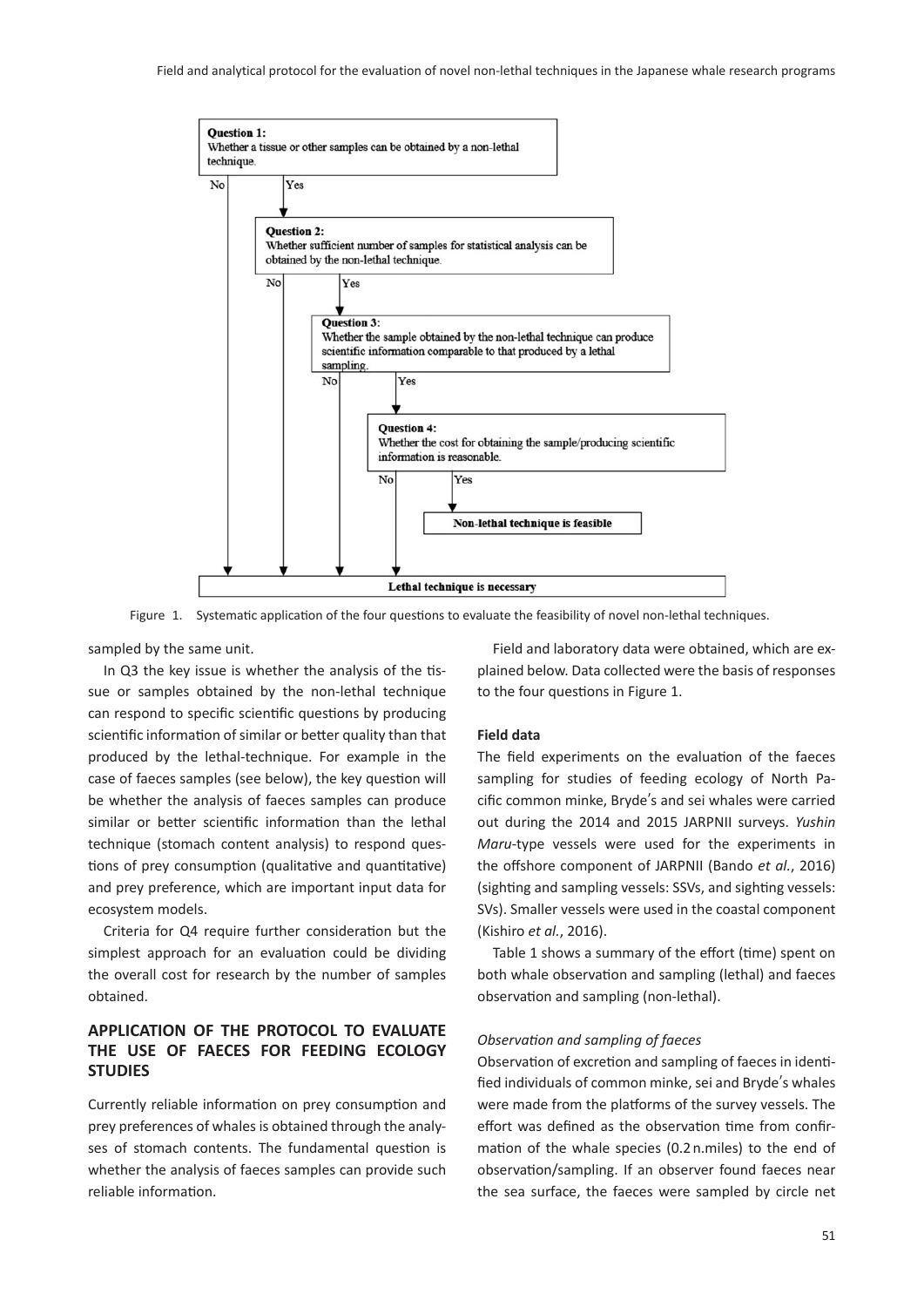**Question 1:**
Whether a tissue or other samples can be obtained by a non-lethal technique.

No → Lethal technique is necessary | Yes ↓

**Question 2:**
Whether sufficient number of samples for statistical analysis can be obtained by the non-lethal technique.

No → Lethal technique is necessary | Yes ↓

**Question 3:**
Whether the sample obtained by the non-lethal technique can produce scientific information comparable to that produced by a lethal sampling.

No → Lethal technique is necessary | Yes ↓

**Question 4:**
Whether the cost for obtaining the sample/producing scientific information is reasonable.

No → Lethal technique is necessary | Yes ↓

**Non-lethal technique is feasible**

**Lethal technique is necessary**

Figure 1. Systematic application of the four questions to evaluate the feasibility of novel non-lethal techniques.

sampled by the same unit.

In Q3 the key issue is whether the analysis of the tissue or samples obtained by the non-lethal technique can respond to specific scientific questions by producing scientific information of similar or better quality than that produced by the lethal-technique. For example in the case of faeces samples (see below), the key question will be whether the analysis of faeces samples can produce similar or better scientific information than the lethal technique (stomach content analysis) to respond questions of prey consumption (qualitative and quantitative) and prey preference, which are important input data for ecosystem models.

Criteria for Q4 require further consideration but the simplest approach for an evaluation could be dividing the overall cost for research by the number of samples obtained.

## APPLICATION OF THE PROTOCOL TO EVALUATE THE USE OF FAECES FOR FEEDING ECOLOGY STUDIES

Currently reliable information on prey consumption and prey preferences of whales is obtained through the analyses of stomach contents. The fundamental question is whether the analysis of faeces samples can provide such reliable information.

Field and laboratory data were obtained, which are explained below. Data collected were the basis of responses to the four questions in Figure 1.

### Field data

The field experiments on the evaluation of the faeces sampling for studies of feeding ecology of North Pacific common minke, Bryde's and sei whales were carried out during the 2014 and 2015 JARPNII surveys. *Yushin Maru*-type vessels were used for the experiments in the offshore component of JARPNII (Bando *et al.*, 2016) (sighting and sampling vessels: SSVs, and sighting vessels: SVs). Smaller vessels were used in the coastal component (Kishiro *et al.*, 2016).

Table 1 shows a summary of the effort (time) spent on both whale observation and sampling (lethal) and faeces observation and sampling (non-lethal).

#### *Observation and sampling of faeces*

Observation of excretion and sampling of faeces in identified individuals of common minke, sei and Bryde's whales were made from the platforms of the survey vessels. The effort was defined as the observation time from confirmation of the whale species (0.2 n.miles) to the end of observation/sampling. If an observer found faeces near the sea surface, the faeces were sampled by circle net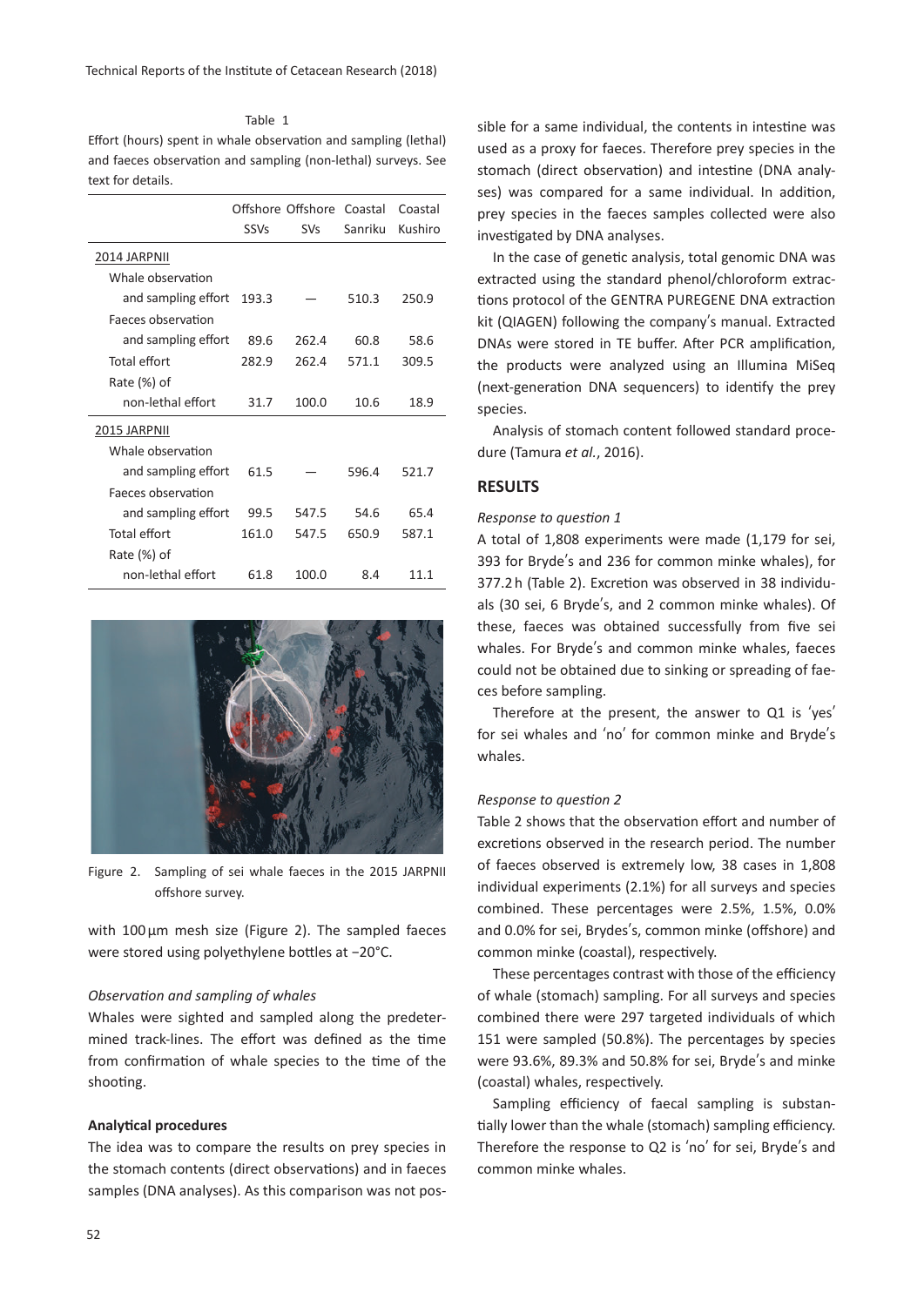Table 1
Effort (hours) spent in whale observation and sampling (lethal) and faeces observation and sampling (non-lethal) surveys. See text for details.

| | Offshore SSVs | Offshore SVs | Coastal Sanriku | Coastal Kushiro |
|---|---|---|---|---|
| 2014 JARPNII | | | | |
| Whale observation and sampling effort | 193.3 | — | 510.3 | 250.9 |
| Faeces observation and sampling effort | 89.6 | 262.4 | 60.8 | 58.6 |
| Total effort | 282.9 | 262.4 | 571.1 | 309.5 |
| Rate (%) of non-lethal effort | 31.7 | 100.0 | 10.6 | 18.9 |
| 2015 JARPNII | | | | |
| Whale observation and sampling effort | 61.5 | — | 596.4 | 521.7 |
| Faeces observation and sampling effort | 99.5 | 547.5 | 54.6 | 65.4 |
| Total effort | 161.0 | 547.5 | 650.9 | 587.1 |
| Rate (%) of non-lethal effort | 61.8 | 100.0 | 8.4 | 11.1 |

Figure 2. Sampling of sei whale faeces in the 2015 JARPNII offshore survey.

with 100 µm mesh size (Figure 2). The sampled faeces were stored using polyethylene bottles at −20°C.

*Observation and sampling of whales*

Whales were sighted and sampled along the predetermined track-lines. The effort was defined as the time from confirmation of whale species to the time of the shooting.

**Analytical procedures**

The idea was to compare the results on prey species in the stomach contents (direct observations) and in faeces samples (DNA analyses). As this comparison was not possible for a same individual, the contents in intestine was used as a proxy for faeces. Therefore prey species in the stomach (direct observation) and intestine (DNA analyses) was compared for a same individual. In addition, prey species in the faeces samples collected were also investigated by DNA analyses.

In the case of genetic analysis, total genomic DNA was extracted using the standard phenol/chloroform extractions protocol of the GENTRA PUREGENE DNA extraction kit (QIAGEN) following the company's manual. Extracted DNAs were stored in TE buffer. After PCR amplification, the products were analyzed using an Illumina MiSeq (next-generation DNA sequencers) to identify the prey species.

Analysis of stomach content followed standard procedure (Tamura *et al.*, 2016).

## RESULTS

*Response to question 1*

A total of 1,808 experiments were made (1,179 for sei, 393 for Bryde's and 236 for common minke whales), for 377.2 h (Table 2). Excretion was observed in 38 individuals (30 sei, 6 Bryde's, and 2 common minke whales). Of these, faeces was obtained successfully from five sei whales. For Bryde's and common minke whales, faeces could not be obtained due to sinking or spreading of faeces before sampling.

Therefore at the present, the answer to Q1 is 'yes' for sei whales and 'no' for common minke and Bryde's whales.

*Response to question 2*

Table 2 shows that the observation effort and number of excretions observed in the research period. The number of faeces observed is extremely low, 38 cases in 1,808 individual experiments (2.1%) for all surveys and species combined. These percentages were 2.5%, 1.5%, 0.0% and 0.0% for sei, Brydes's, common minke (offshore) and common minke (coastal), respectively.

These percentages contrast with those of the efficiency of whale (stomach) sampling. For all surveys and species combined there were 297 targeted individuals of which 151 were sampled (50.8%). The percentages by species were 93.6%, 89.3% and 50.8% for sei, Bryde's and minke (coastal) whales, respectively.

Sampling efficiency of faecal sampling is substantially lower than the whale (stomach) sampling efficiency. Therefore the response to Q2 is 'no' for sei, Bryde's and common minke whales.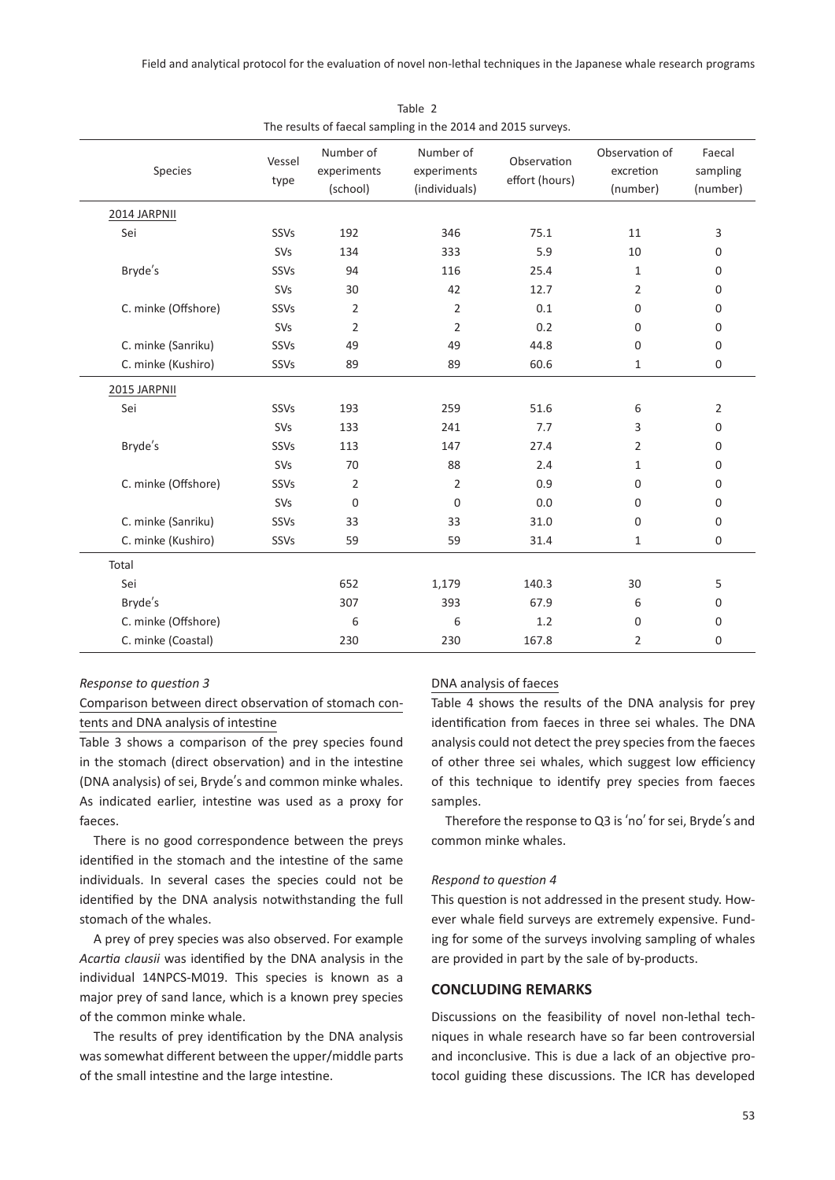Table 2
The results of faecal sampling in the 2014 and 2015 surveys.

| Species | Vessel type | Number of experiments (school) | Number of experiments (individuals) | Observation effort (hours) | Observation of excretion (number) | Faecal sampling (number) |
|---|---|---|---|---|---|---|
| 2014 JARPNII | | | | | | |
| Sei | SSVs | 192 | 346 | 75.1 | 11 | 3 |
| | SVs | 134 | 333 | 5.9 | 10 | 0 |
| Bryde's | SSVs | 94 | 116 | 25.4 | 1 | 0 |
| | SVs | 30 | 42 | 12.7 | 2 | 0 |
| C. minke (Offshore) | SSVs | 2 | 2 | 0.1 | 0 | 0 |
| | SVs | 2 | 2 | 0.2 | 0 | 0 |
| C. minke (Sanriku) | SSVs | 49 | 49 | 44.8 | 0 | 0 |
| C. minke (Kushiro) | SSVs | 89 | 89 | 60.6 | 1 | 0 |
| 2015 JARPNII | | | | | | |
| Sei | SSVs | 193 | 259 | 51.6 | 6 | 2 |
| | SVs | 133 | 241 | 7.7 | 3 | 0 |
| Bryde's | SSVs | 113 | 147 | 27.4 | 2 | 0 |
| | SVs | 70 | 88 | 2.4 | 1 | 0 |
| C. minke (Offshore) | SSVs | 2 | 2 | 0.9 | 0 | 0 |
| | SVs | 0 | 0 | 0.0 | 0 | 0 |
| C. minke (Sanriku) | SSVs | 33 | 33 | 31.0 | 0 | 0 |
| C. minke (Kushiro) | SSVs | 59 | 59 | 31.4 | 1 | 0 |
| Total | | | | | | |
| Sei | | 652 | 1,179 | 140.3 | 30 | 5 |
| Bryde's | | 307 | 393 | 67.9 | 6 | 0 |
| C. minke (Offshore) | | 6 | 6 | 1.2 | 0 | 0 |
| C. minke (Coastal) | | 230 | 230 | 167.8 | 2 | 0 |

*Response to question 3*

Comparison between direct observation of stomach contents and DNA analysis of intestine

Table 3 shows a comparison of the prey species found in the stomach (direct observation) and in the intestine (DNA analysis) of sei, Bryde's and common minke whales. As indicated earlier, intestine was used as a proxy for faeces.

There is no good correspondence between the preys identified in the stomach and the intestine of the same individuals. In several cases the species could not be identified by the DNA analysis notwithstanding the full stomach of the whales.

A prey of prey species was also observed. For example *Acartia clausii* was identified by the DNA analysis in the individual 14NPCS-M019. This species is known as a major prey of sand lance, which is a known prey species of the common minke whale.

The results of prey identification by the DNA analysis was somewhat different between the upper/middle parts of the small intestine and the large intestine.

DNA analysis of faeces

Table 4 shows the results of the DNA analysis for prey identification from faeces in three sei whales. The DNA analysis could not detect the prey species from the faeces of other three sei whales, which suggest low efficiency of this technique to identify prey species from faeces samples.

Therefore the response to Q3 is 'no' for sei, Bryde's and common minke whales.

*Respond to question 4*

This question is not addressed in the present study. However whale field surveys are extremely expensive. Funding for some of the surveys involving sampling of whales are provided in part by the sale of by-products.

## CONCLUDING REMARKS

Discussions on the feasibility of novel non-lethal techniques in whale research have so far been controversial and inconclusive. This is due a lack of an objective protocol guiding these discussions. The ICR has developed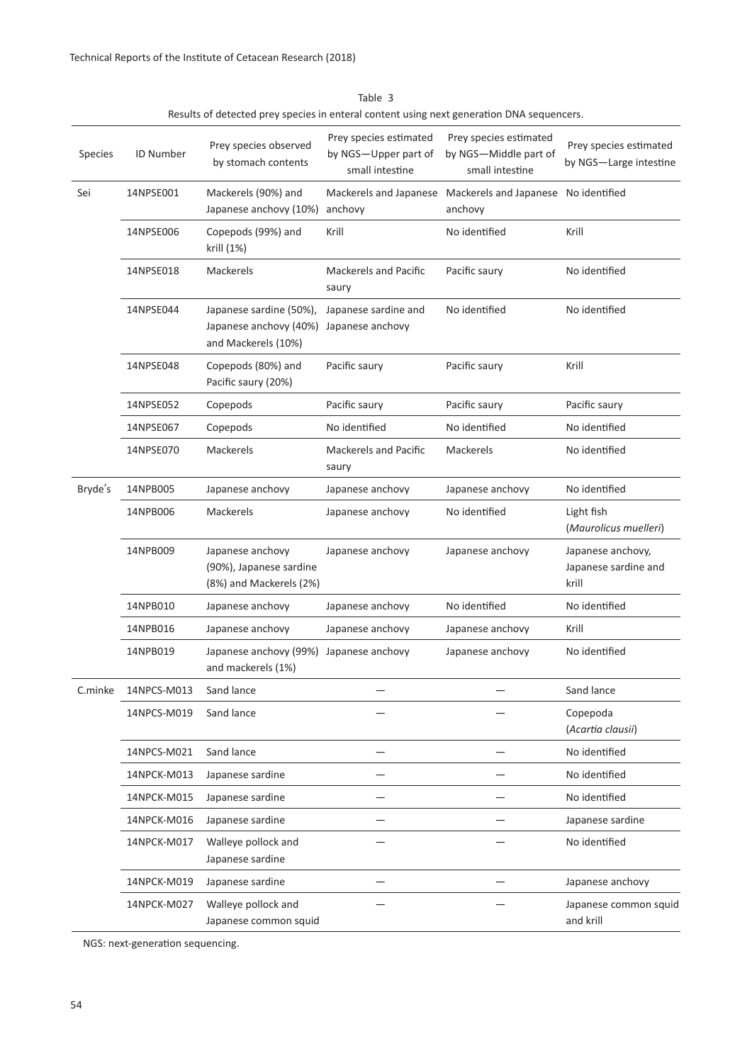Table 3

Results of detected prey species in enteral content using next generation DNA sequencers.

| Species | ID Number | Prey species observed by stomach contents | Prey species estimated by NGS—Upper part of small intestine | Prey species estimated by NGS—Middle part of small intestine | Prey species estimated by NGS—Large intestine |
|---|---|---|---|---|---|
| Sei | 14NPSE001 | Mackerels (90%) and Japanese anchovy (10%) | Mackerels and Japanese anchovy | Mackerels and Japanese anchovy | No identified |
| | 14NPSE006 | Copepods (99%) and krill (1%) | Krill | No identified | Krill |
| | 14NPSE018 | Mackerels | Mackerels and Pacific saury | Pacific saury | No identified |
| | 14NPSE044 | Japanese sardine (50%), Japanese anchovy (40%) and Mackerels (10%) | Japanese sardine and Japanese anchovy | No identified | No identified |
| | 14NPSE048 | Copepods (80%) and Pacific saury (20%) | Pacific saury | Pacific saury | Krill |
| | 14NPSE052 | Copepods | Pacific saury | Pacific saury | Pacific saury |
| | 14NPSE067 | Copepods | No identified | No identified | No identified |
| | 14NPSE070 | Mackerels | Mackerels and Pacific saury | Mackerels | No identified |
| Bryde's | 14NPB005 | Japanese anchovy | Japanese anchovy | Japanese anchovy | No identified |
| | 14NPB006 | Mackerels | Japanese anchovy | No identified | Light fish (*Maurolicus muelleri*) |
| | 14NPB009 | Japanese anchovy (90%), Japanese sardine (8%) and Mackerels (2%) | Japanese anchovy | Japanese anchovy | Japanese anchovy, Japanese sardine and krill |
| | 14NPB010 | Japanese anchovy | Japanese anchovy | No identified | No identified |
| | 14NPB016 | Japanese anchovy | Japanese anchovy | Japanese anchovy | Krill |
| | 14NPB019 | Japanese anchovy (99%) and mackerels (1%) | Japanese anchovy | Japanese anchovy | No identified |
| C.minke | 14NPCS-M013 | Sand lance | — | — | Sand lance |
| | 14NPCS-M019 | Sand lance | — | — | Copepoda (*Acartia clausii*) |
| | 14NPCS-M021 | Sand lance | — | — | No identified |
| | 14NPCK-M013 | Japanese sardine | — | — | No identified |
| | 14NPCK-M015 | Japanese sardine | — | — | No identified |
| | 14NPCK-M016 | Japanese sardine | — | — | Japanese sardine |
| | 14NPCK-M017 | Walleye pollock and Japanese sardine | — | — | No identified |
| | 14NPCK-M019 | Japanese sardine | — | — | Japanese anchovy |
| | 14NPCK-M027 | Walleye pollock and Japanese common squid | — | — | Japanese common squid and krill |

NGS: next-generation sequencing.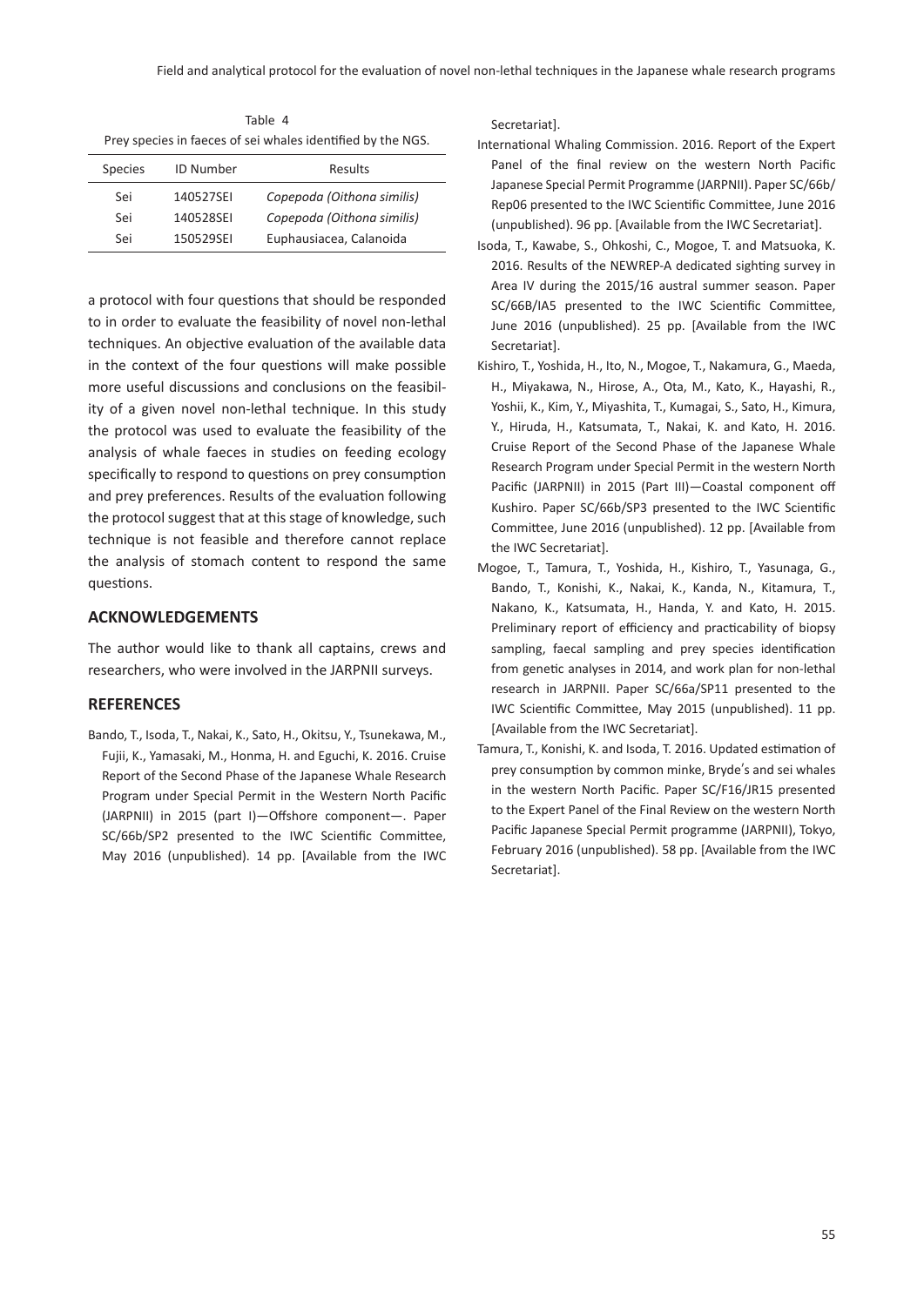Table 4
Prey species in faeces of sei whales identified by the NGS.

| Species | ID Number | Results |
|---|---|---|
| Sei | 140527SEI | *Copepoda (Oithona similis)* |
| Sei | 140528SEI | *Copepoda (Oithona similis)* |
| Sei | 150529SEI | Euphausiacea, Calanoida |

a protocol with four questions that should be responded to in order to evaluate the feasibility of novel non-lethal techniques. An objective evaluation of the available data in the context of the four questions will make possible more useful discussions and conclusions on the feasibility of a given novel non-lethal technique. In this study the protocol was used to evaluate the feasibility of the analysis of whale faeces in studies on feeding ecology specifically to respond to questions on prey consumption and prey preferences. Results of the evaluation following the protocol suggest that at this stage of knowledge, such technique is not feasible and therefore cannot replace the analysis of stomach content to respond the same questions.

## ACKNOWLEDGEMENTS

The author would like to thank all captains, crews and researchers, who were involved in the JARPNII surveys.

## REFERENCES

Bando, T., Isoda, T., Nakai, K., Sato, H., Okitsu, Y., Tsunekawa, M., Fujii, K., Yamasaki, M., Honma, H. and Eguchi, K. 2016. Cruise Report of the Second Phase of the Japanese Whale Research Program under Special Permit in the Western North Pacific (JARPNII) in 2015 (part I)—Offshore component—. Paper SC/66b/SP2 presented to the IWC Scientific Committee, May 2016 (unpublished). 14 pp. [Available from the IWC Secretariat].

International Whaling Commission. 2016. Report of the Expert Panel of the final review on the western North Pacific Japanese Special Permit Programme (JARPNII). Paper SC/66b/Rep06 presented to the IWC Scientific Committee, June 2016 (unpublished). 96 pp. [Available from the IWC Secretariat].

Isoda, T., Kawabe, S., Ohkoshi, C., Mogoe, T. and Matsuoka, K. 2016. Results of the NEWREP-A dedicated sighting survey in Area IV during the 2015/16 austral summer season. Paper SC/66B/IA5 presented to the IWC Scientific Committee, June 2016 (unpublished). 25 pp. [Available from the IWC Secretariat].

Kishiro, T., Yoshida, H., Ito, N., Mogoe, T., Nakamura, G., Maeda, H., Miyakawa, N., Hirose, A., Ota, M., Kato, K., Hayashi, R., Yoshii, K., Kim, Y., Miyashita, T., Kumagai, S., Sato, H., Kimura, Y., Hiruda, H., Katsumata, T., Nakai, K. and Kato, H. 2016. Cruise Report of the Second Phase of the Japanese Whale Research Program under Special Permit in the western North Pacific (JARPNII) in 2015 (Part III)—Coastal component off Kushiro. Paper SC/66b/SP3 presented to the IWC Scientific Committee, June 2016 (unpublished). 12 pp. [Available from the IWC Secretariat].

Mogoe, T., Tamura, T., Yoshida, H., Kishiro, T., Yasunaga, G., Bando, T., Konishi, K., Nakai, K., Kanda, N., Kitamura, T., Nakano, K., Katsumata, H., Handa, Y. and Kato, H. 2015. Preliminary report of efficiency and practicability of biopsy sampling, faecal sampling and prey species identification from genetic analyses in 2014, and work plan for non-lethal research in JARPNII. Paper SC/66a/SP11 presented to the IWC Scientific Committee, May 2015 (unpublished). 11 pp. [Available from the IWC Secretariat].

Tamura, T., Konishi, K. and Isoda, T. 2016. Updated estimation of prey consumption by common minke, Bryde's and sei whales in the western North Pacific. Paper SC/F16/JR15 presented to the Expert Panel of the Final Review on the western North Pacific Japanese Special Permit programme (JARPNII), Tokyo, February 2016 (unpublished). 58 pp. [Available from the IWC Secretariat].